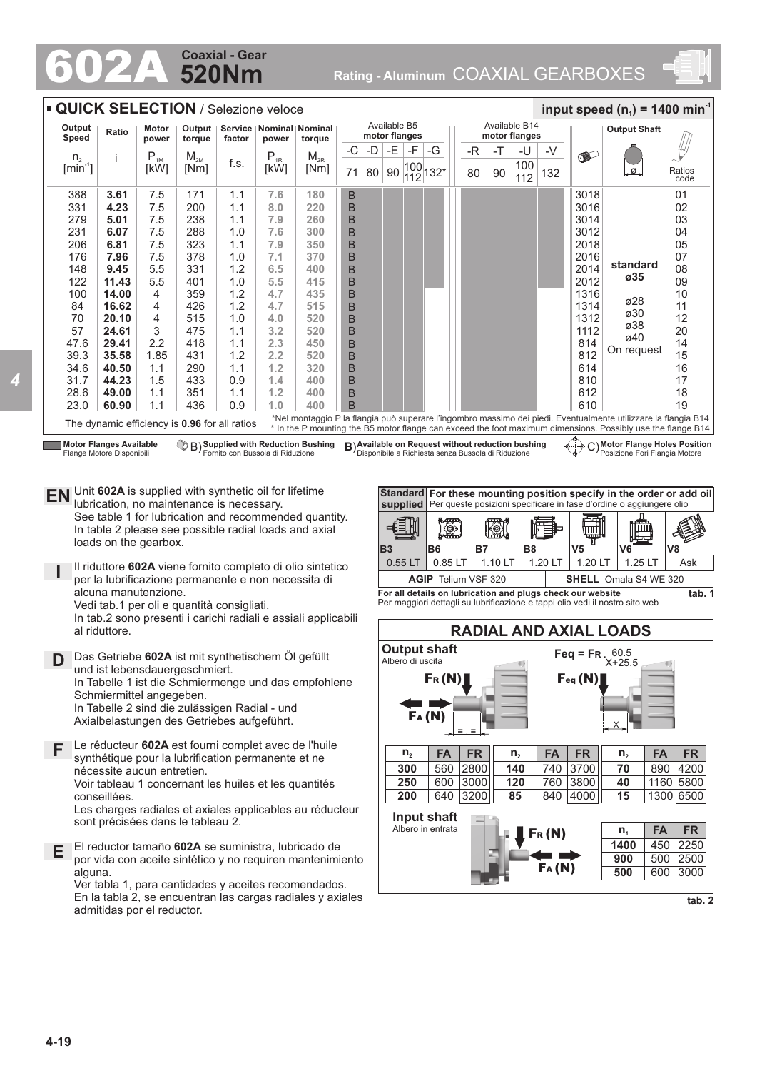# 602A Coaxial - Gear 520Nm

Rating - Aluminum COAXIAL GEARBOXES

## QUICK SELECTION / Selezione veloce

**input speed ($n_1$) = 1400 min$^{-1}$**

| Output Speed $n_2$ [min$^{-1}$] | Ratio i | Motor power $P_{1M}$ [kW] | Output torque $M_{2M}$ [Nm] | Service factor f.s. | Nominal power $P_{1R}$ [kW] | Nominal torque $M_{2R}$ [Nm] | B5 -C 71 | B5 -D 80 | B5 -E 90 | B5 -F 100/112 | B5 -G 132* | B14 -R 80 | B14 -T 90 | B14 -U 100/112 | B14 -V 132 | Motor Flange Holes Position | Output Shaft | Ratios code |
|---|---|---|---|---|---|---|---|---|---|---|---|---|---|---|---|---|---|---|
| 388 | **3.61** | 7.5 | 171 | 1.1 | 7.6 | 180 | B | | | | | | | | | 3018 | standard ø35 | 01 |
| 331 | **4.23** | 7.5 | 200 | 1.1 | 8.0 | 220 | B | | | | | | | | | 3016 | | 02 |
| 279 | **5.01** | 7.5 | 238 | 1.1 | 7.9 | 260 | B | | | | | | | | | 3014 | | 03 |
| 231 | **6.07** | 7.5 | 288 | 1.0 | 7.6 | 300 | B | | | | | | | | | 3012 | | 04 |
| 206 | **6.81** | 7.5 | 323 | 1.1 | 7.9 | 350 | B | | | | | | | | | 2018 | | 05 |
| 176 | **7.96** | 7.5 | 378 | 1.0 | 7.1 | 370 | B | | | | | | | | | 2016 | | 07 |
| 148 | **9.45** | 5.5 | 331 | 1.2 | 6.5 | 400 | B | | | | | | | | | 2014 | | 08 |
| 122 | **11.43** | 5.5 | 401 | 1.0 | 5.5 | 415 | B | | | | | | | | | 2012 | | 09 |
| 100 | **14.00** | 4 | 359 | 1.2 | 4.7 | 435 | B | | | | | | | | | 1316 | ø28 ø30 ø38 ø40 On request | 10 |
| 84 | **16.62** | 4 | 426 | 1.2 | 4.7 | 515 | B | | | | | | | | | 1314 | | 11 |
| 70 | **20.10** | 4 | 515 | 1.0 | 4.0 | 520 | B | | | | | | | | | 1312 | | 12 |
| 57 | **24.61** | 3 | 475 | 1.1 | 3.2 | 520 | B | | | | | | | | | 1112 | | 20 |
| 47.6 | **29.41** | 2.2 | 418 | 1.1 | 2.3 | 450 | B | | | | | | | | | 814 | | 14 |
| 39.3 | **35.58** | 1.85 | 431 | 1.2 | 2.2 | 520 | B | | | | | | | | | 812 | | 15 |
| 34.6 | **40.50** | 1.1 | 290 | 1.1 | 1.2 | 320 | B | | | | | | | | | 614 | | 16 |
| 31.7 | **44.23** | 1.5 | 433 | 0.9 | 1.4 | 400 | B | | | | | | | | | 810 | | 17 |
| 28.6 | **49.00** | 1.1 | 351 | 1.1 | 1.2 | 400 | B | | | | | | | | | 612 | | 18 |
| 23.0 | **60.90** | 1.1 | 436 | 0.9 | 1.0 | 400 | B | | | | | | | | | 610 | | 19 |

The dynamic efficiency is **0.96** for all ratios

*Nel montaggio P la flangia può superare l'ingombro massimo dei piedi. Eventualmente utilizzare la flangia B14
* In the P mounting the B5 motor flange can exceed the foot maximum dimensions. Possibly use the flange B14

**Motor Flanges Available** / Flange Motore Disponibili — B) **Supplied with Reduction Bushing** / Fornito con Bussola di Riduzione — B) **Available on Request without reduction bushing** / Disponibile a Richiesta senza Bussola di Riduzione — C) **Motor Flange Holes Position** / Posizione Fori Flangia Motore

**EN** Unit **602A** is supplied with synthetic oil for lifetime lubrication, no maintenance is necessary.
See table 1 for lubrication and recommended quantity.
In table 2 please see possible radial loads and axial loads on the gearbox.

**I** Il riduttore **602A** viene fornito completo di olio sintetico per la lubrificazione permanente e non necessita di alcuna manutenzione.
Vedi tab.1 per oli e quantità consigliati.
In tab.2 sono presenti i carichi radiali e assiali applicabili al riduttore.

**D** Das Getriebe **602A** ist mit synthetischem Öl gefüllt und ist lebensdauergeschmiert.
In Tabelle 1 ist die Schmiermenge und das empfohlene Schmiermittel angegeben.
In Tabelle 2 sind die zulässigen Radial - und Axialbelastungen des Getriebes aufgeführt.

**F** Le réducteur **602A** est fourni complet avec de l'huile synthétique pour la lubrification permanente et ne nécessite aucun entretien.
Voir tableau 1 concernant les huiles et les quantités conseillées.
Les charges radiales et axiales applicables au réducteur sont précisées dans le tableau 2.

**E** El reductor tamaño **602A** se suministra, lubricado de por vida con aceite sintético y no requiren mantenimiento alguna.
Ver tabla 1, para cantidades y aceites recomendados.
En la tabla 2, se encuentran las cargas radiales y axiales admitidas por el reductor.

| Standard supplied | For these mounting position specify in the order or add oil / Per queste posizioni specificare in fase d'ordine o aggiungere olio | | | | | |
|---|---|---|---|---|---|---|
| B3 | B6 | B7 | B8 | V5 | V6 | V8 |
| 0.55 LT | 0.85 LT | 1.10 LT | 1.20 LT | 1.20 LT | 1.25 LT | Ask |
| **AGIP** Telium VSF 320 | | | | **SHELL** Omala S4 WE 320 | | |

**For all details on lubrication and plugs check our website**
Per maggiori dettagli su lubrificazione e tappi olio vedi il nostro sito web

**tab. 1**

## RADIAL AND AXIAL LOADS

**Output shaft**
Albero di uscita

$$F_{eq} = F_R \cdot \frac{60.5}{X+25.5}$$

| $n_2$ | FA | FR | $n_2$ | FA | FR | $n_2$ | FA | FR |
|---|---|---|---|---|---|---|---|---|
| **300** | 560 | 2800 | **140** | 740 | 3700 | **70** | 890 | 4200 |
| **250** | 600 | 3000 | **120** | 760 | 3800 | **40** | 1160 | 5800 |
| **200** | 640 | 3200 | **85** | 840 | 4000 | **15** | 1300 | 6500 |

**Input shaft**
Albero in entrata

| $n_1$ | FA | FR |
|---|---|---|
| **1400** | 450 | 2250 |
| **900** | 500 | 2500 |
| **500** | 600 | 3000 |

**tab. 2**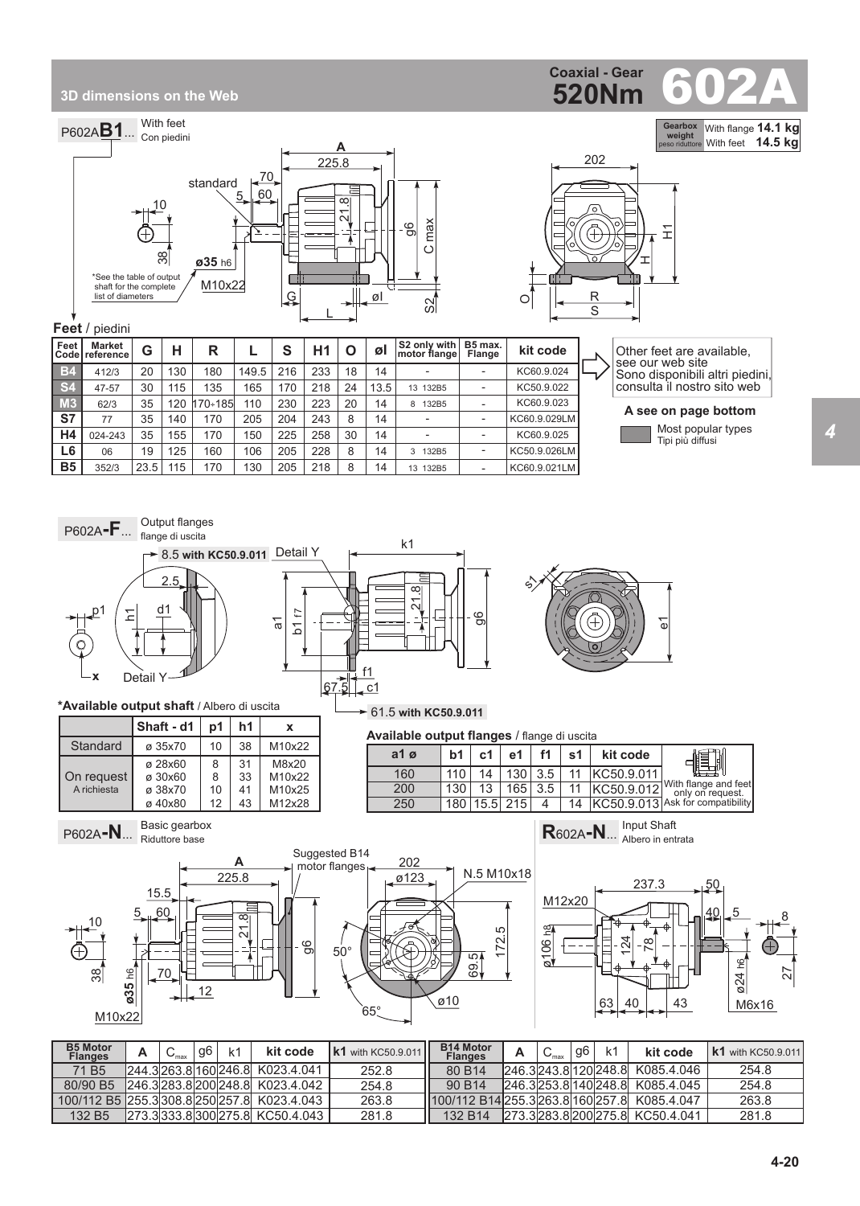3D dimensions on the Web

# Coaxial - Gear 520Nm 602A

## P602A**B1**... With feet / Con piedini

Gearbox weight / peso riduttore: With flange **14.1 kg**, With feet **14.5 kg**

standard
A
225.8
70
5
60
10
38
ø35 h6
M10x22
21.8
g6
C max
G
L
øl
S2
202
H1
H
O
R
S

*See the table of output shaft for the complete list of diameters

**Feet** / piedini

| Feet Code | Market reference | G | H | R | L | S | H1 | O | øl | S2 only with motor flange | B5 max. Flange | kit code |
|---|---|---|---|---|---|---|---|---|---|---|---|---|
| B4 | 412/3 | 20 | 130 | 180 | 149.5 | 216 | 233 | 18 | 14 | - | - | KC60.9.024 |
| S4 | 47-57 | 30 | 115 | 135 | 165 | 170 | 218 | 24 | 13.5 | 13 132B5 | - | KC50.9.022 |
| M3 | 62/3 | 35 | 120 | 170÷185 | 110 | 230 | 223 | 20 | 14 | 8 132B5 | - | KC60.9.023 |
| S7 | 77 | 35 | 140 | 170 | 205 | 204 | 243 | 8 | 14 | - | - | KC60.9.029LM |
| H4 | 024-243 | 35 | 155 | 170 | 150 | 225 | 258 | 30 | 14 | - | - | KC60.9.025 |
| L6 | 06 | 19 | 125 | 160 | 106 | 205 | 228 | 8 | 14 | 3 132B5 | - | KC50.9.026LM |
| B5 | 352/3 | 23.5 | 115 | 170 | 130 | 205 | 218 | 8 | 14 | 13 132B5 | - | KC60.9.021LM |

Other feet are available, see our web site
Sono disponibili altri piedini, consulta il nostro sito web

**A see on page bottom**

Most popular types / Tipi più diffusi

## P602A-**F**... Output flanges / flange di uscita

8.5 **with KC50.9.011**
2.5
Detail Y
p1
h1
d1
x
k1
21.8
a1
b1 f7
g6
f1
67.5
c1
61.5 **with KC50.9.011**
s1
e1

***Available output shaft** / Albero di uscita

| | Shaft - d1 | p1 | h1 | x |
|---|---|---|---|---|
| Standard | ø 35x70 | 10 | 38 | M10x22 |
| On request / A richiesta | ø 28x60 | 8 | 31 | M8x20 |
| | ø 30x60 | 8 | 33 | M10x22 |
| | ø 38x70 | 10 | 41 | M10x25 |
| | ø 40x80 | 12 | 43 | M12x28 |

**Available output flanges** / flange di uscita

| a1 ø | b1 | c1 | e1 | f1 | s1 | kit code |
|---|---|---|---|---|---|---|
| 160 | 110 | 14 | 130 | 3.5 | 11 | KC50.9.011 |
| 200 | 130 | 13 | 165 | 3.5 | 11 | KC50.9.012 |
| 250 | 180 | 15.5 | 215 | 4 | 14 | KC50.9.013 |

With flange and feet only on request. Ask for compatibility

## P602A-**N**... Basic gearbox / Riduttore base

A
225.8
15.5
5
60
10
38
ø35 h6
70
12
M10x22
21.8
g6
Suggested B14 motor flanges
202
ø123
N.5 M10x18
50°
65°
69.5
172.5
ø10

## **R**602A-**N**... Input Shaft / Albero in entrata

237.3
50
M12x20
40
5
8
ø106 h8
124
78
ø24 h6
27
63
40
43
M6x16

| B5 Motor Flanges | A | $C_{max}$ | g6 | k1 | kit code | **k1** with KC50.9.011 |
|---|---|---|---|---|---|---|
| 71 B5 | 244.3 | 263.8 | 160 | 246.8 | K023.4.041 | 252.8 |
| 80/90 B5 | 246.3 | 283.8 | 200 | 248.8 | K023.4.042 | 254.8 |
| 100/112 B5 | 255.3 | 308.8 | 250 | 257.8 | K023.4.043 | 263.8 |
| 132 B5 | 273.3 | 333.8 | 300 | 275.8 | KC50.4.043 | 281.8 |

| B14 Motor Flanges | A | $C_{max}$ | g6 | k1 | kit code | **k1** with KC50.9.011 |
|---|---|---|---|---|---|---|
| 80 B14 | 246.3 | 243.8 | 120 | 248.8 | K085.4.046 | 254.8 |
| 90 B14 | 246.3 | 253.8 | 140 | 248.8 | K085.4.045 | 254.8 |
| 100/112 B14 | 255.3 | 263.8 | 160 | 257.8 | K085.4.047 | 263.8 |
| 132 B14 | 273.3 | 283.8 | 200 | 275.8 | KC50.4.041 | 281.8 |